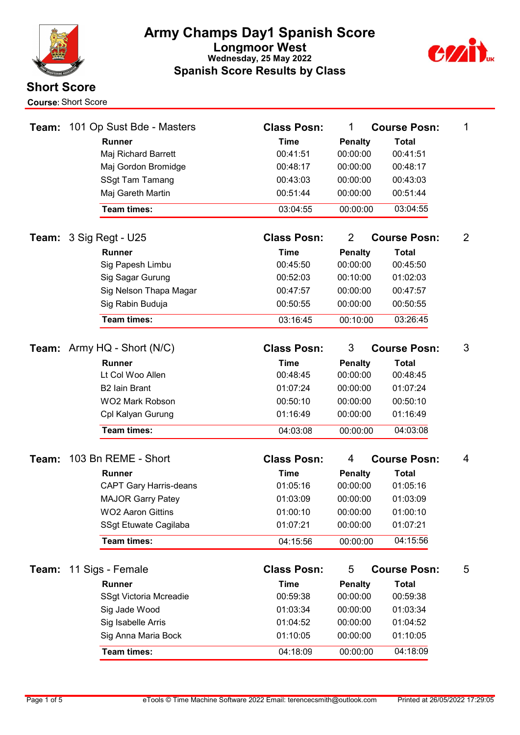# Army Champs Day1 Spanish Score

## Longmoor West

**Wednesday, 25 May 2022**

## Spanish Score Results by Class

## Short Score

**Course:** Short Score

### Team: 101 Op Sust Bde - Masters — Class Posn: 1 — Course Posn: 1

| Runner | Time | Penalty | Total |
|---|---|---|---|
| Maj Richard Barrett | 00:41:51 | 00:00:00 | 00:41:51 |
| Maj Gordon Bromidge | 00:48:17 | 00:00:00 | 00:48:17 |
| SSgt Tam Tamang | 00:43:03 | 00:00:00 | 00:43:03 |
| Maj Gareth Martin | 00:51:44 | 00:00:00 | 00:51:44 |
| **Team times:** | 03:04:55 | 00:00:00 | 03:04:55 |

### Team: 3 Sig Regt - U25 — Class Posn: 2 — Course Posn: 2

| Runner | Time | Penalty | Total |
|---|---|---|---|
| Sig Papesh Limbu | 00:45:50 | 00:00:00 | 00:45:50 |
| Sig Sagar Gurung | 00:52:03 | 00:10:00 | 01:02:03 |
| Sig Nelson Thapa Magar | 00:47:57 | 00:00:00 | 00:47:57 |
| Sig Rabin Buduja | 00:50:55 | 00:00:00 | 00:50:55 |
| **Team times:** | 03:16:45 | 00:10:00 | 03:26:45 |

### Team: Army HQ - Short (N/C) — Class Posn: 3 — Course Posn: 3

| Runner | Time | Penalty | Total |
|---|---|---|---|
| Lt Col Woo Allen | 00:48:45 | 00:00:00 | 00:48:45 |
| B2 Iain Brant | 01:07:24 | 00:00:00 | 01:07:24 |
| WO2 Mark Robson | 00:50:10 | 00:00:00 | 00:50:10 |
| Cpl Kalyan Gurung | 01:16:49 | 00:00:00 | 01:16:49 |
| **Team times:** | 04:03:08 | 00:00:00 | 04:03:08 |

### Team: 103 Bn REME - Short — Class Posn: 4 — Course Posn: 4

| Runner | Time | Penalty | Total |
|---|---|---|---|
| CAPT Gary Harris-deans | 01:05:16 | 00:00:00 | 01:05:16 |
| MAJOR Garry Patey | 01:03:09 | 00:00:00 | 01:03:09 |
| WO2 Aaron Gittins | 01:00:10 | 00:00:00 | 01:00:10 |
| SSgt Etuwate Cagilaba | 01:07:21 | 00:00:00 | 01:07:21 |
| **Team times:** | 04:15:56 | 00:00:00 | 04:15:56 |

### Team: 11 Sigs - Female — Class Posn: 5 — Course Posn: 5

| Runner | Time | Penalty | Total |
|---|---|---|---|
| SSgt Victoria Mcreadie | 00:59:38 | 00:00:00 | 00:59:38 |
| Sig Jade Wood | 01:03:34 | 00:00:00 | 01:03:34 |
| Sig Isabelle Arris | 01:04:52 | 00:00:00 | 01:04:52 |
| Sig Anna Maria Bock | 01:10:05 | 00:00:00 | 01:10:05 |
| **Team times:** | 04:18:09 | 00:00:00 | 04:18:09 |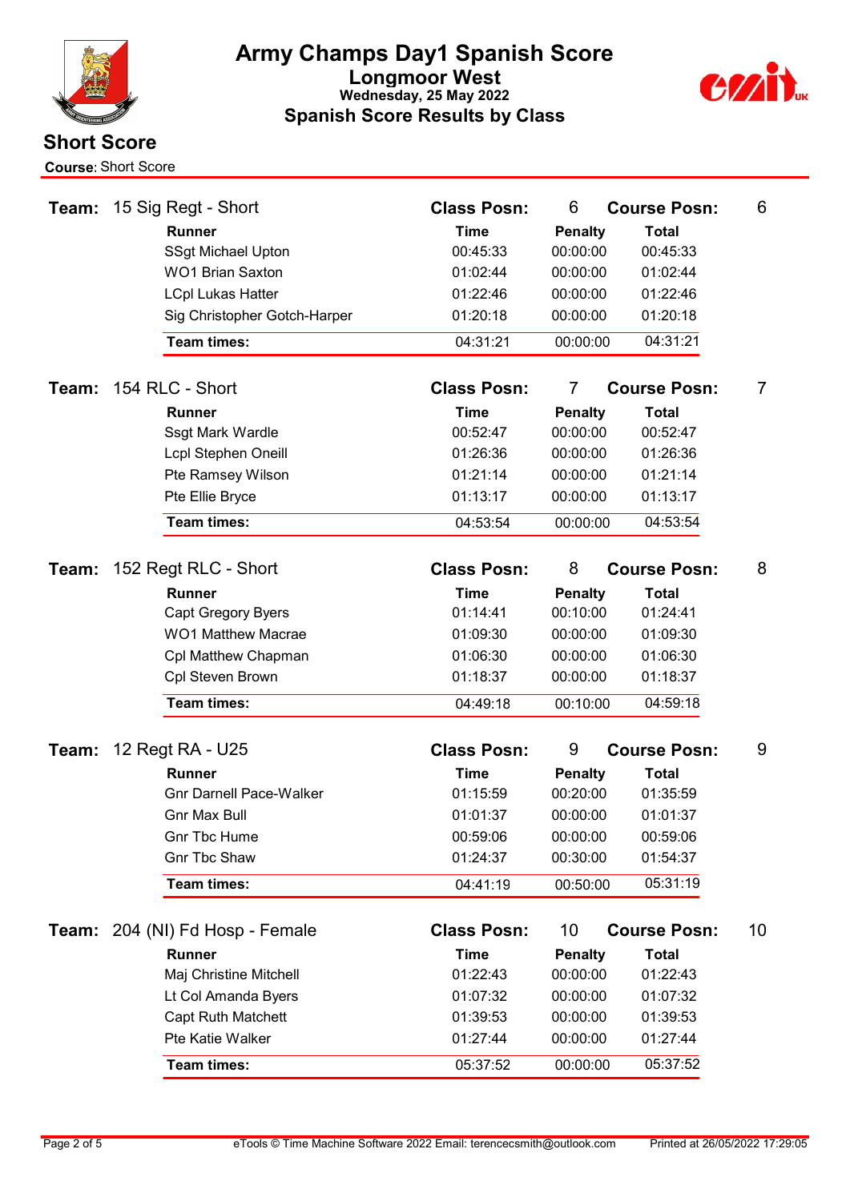# Army Champs Day1 Spanish Score

## Longmoor West

**Wednesday, 25 May 2022**

## Spanish Score Results by Class

## Short Score

**Course:** Short Score

**Team:** 15 Sig Regt - Short — **Class Posn:** 6 — **Course Posn:** 6

| Runner | Time | Penalty | Total |
|---|---|---|---|
| SSgt Michael Upton | 00:45:33 | 00:00:00 | 00:45:33 |
| WO1 Brian Saxton | 01:02:44 | 00:00:00 | 01:02:44 |
| LCpl Lukas Hatter | 01:22:46 | 00:00:00 | 01:22:46 |
| Sig Christopher Gotch-Harper | 01:20:18 | 00:00:00 | 01:20:18 |
| **Team times:** | 04:31:21 | 00:00:00 | 04:31:21 |

**Team:** 154 RLC - Short — **Class Posn:** 7 — **Course Posn:** 7

| Runner | Time | Penalty | Total |
|---|---|---|---|
| Ssgt Mark Wardle | 00:52:47 | 00:00:00 | 00:52:47 |
| Lcpl Stephen Oneill | 01:26:36 | 00:00:00 | 01:26:36 |
| Pte Ramsey Wilson | 01:21:14 | 00:00:00 | 01:21:14 |
| Pte Ellie Bryce | 01:13:17 | 00:00:00 | 01:13:17 |
| **Team times:** | 04:53:54 | 00:00:00 | 04:53:54 |

**Team:** 152 Regt RLC - Short — **Class Posn:** 8 — **Course Posn:** 8

| Runner | Time | Penalty | Total |
|---|---|---|---|
| Capt Gregory Byers | 01:14:41 | 00:10:00 | 01:24:41 |
| WO1 Matthew Macrae | 01:09:30 | 00:00:00 | 01:09:30 |
| Cpl Matthew Chapman | 01:06:30 | 00:00:00 | 01:06:30 |
| Cpl Steven Brown | 01:18:37 | 00:00:00 | 01:18:37 |
| **Team times:** | 04:49:18 | 00:10:00 | 04:59:18 |

**Team:** 12 Regt RA - U25 — **Class Posn:** 9 — **Course Posn:** 9

| Runner | Time | Penalty | Total |
|---|---|---|---|
| Gnr Darnell Pace-Walker | 01:15:59 | 00:20:00 | 01:35:59 |
| Gnr Max Bull | 01:01:37 | 00:00:00 | 01:01:37 |
| Gnr Tbc Hume | 00:59:06 | 00:00:00 | 00:59:06 |
| Gnr Tbc Shaw | 01:24:37 | 00:30:00 | 01:54:37 |
| **Team times:** | 04:41:19 | 00:50:00 | 05:31:19 |

**Team:** 204 (NI) Fd Hosp - Female — **Class Posn:** 10 — **Course Posn:** 10

| Runner | Time | Penalty | Total |
|---|---|---|---|
| Maj Christine Mitchell | 01:22:43 | 00:00:00 | 01:22:43 |
| Lt Col Amanda Byers | 01:07:32 | 00:00:00 | 01:07:32 |
| Capt Ruth Matchett | 01:39:53 | 00:00:00 | 01:39:53 |
| Pte Katie Walker | 01:27:44 | 00:00:00 | 01:27:44 |
| **Team times:** | 05:37:52 | 00:00:00 | 05:37:52 |

eTools © Time Machine Software 2022 Email: terencecsmith@outlook.com — Printed at 26/05/2022 17:29:05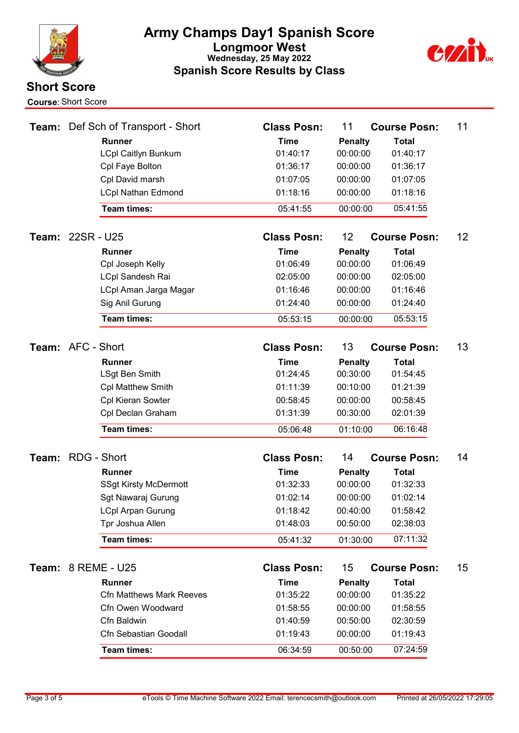# Army Champs Day1 Spanish Score

## Longmoor West

**Wednesday, 25 May 2022**

## Spanish Score Results by Class

## Short Score

**Course:** Short Score

### Team: Def Sch of Transport - Short

**Class Posn:** 11 **Course Posn:** 11

| Runner | Time | Penalty | Total |
|---|---|---|---|
| LCpl Caitlyn Bunkum | 01:40:17 | 00:00:00 | 01:40:17 |
| Cpl Faye Bolton | 01:36:17 | 00:00:00 | 01:36:17 |
| Cpl David marsh | 01:07:05 | 00:00:00 | 01:07:05 |
| LCpl Nathan Edmond | 01:18:16 | 00:00:00 | 01:18:16 |
| **Team times:** | 05:41:55 | 00:00:00 | 05:41:55 |

### Team: 22SR - U25

**Class Posn:** 12 **Course Posn:** 12

| Runner | Time | Penalty | Total |
|---|---|---|---|
| Cpl Joseph Kelly | 01:06:49 | 00:00:00 | 01:06:49 |
| LCpl Sandesh Rai | 02:05:00 | 00:00:00 | 02:05:00 |
| LCpl Aman Jarga Magar | 01:16:46 | 00:00:00 | 01:16:46 |
| Sig Anil Gurung | 01:24:40 | 00:00:00 | 01:24:40 |
| **Team times:** | 05:53:15 | 00:00:00 | 05:53:15 |

### Team: AFC - Short

**Class Posn:** 13 **Course Posn:** 13

| Runner | Time | Penalty | Total |
|---|---|---|---|
| LSgt Ben Smith | 01:24:45 | 00:30:00 | 01:54:45 |
| Cpl Matthew Smith | 01:11:39 | 00:10:00 | 01:21:39 |
| Cpl Kieran Sowter | 00:58:45 | 00:00:00 | 00:58:45 |
| Cpl Declan Graham | 01:31:39 | 00:30:00 | 02:01:39 |
| **Team times:** | 05:06:48 | 01:10:00 | 06:16:48 |

### Team: RDG - Short

**Class Posn:** 14 **Course Posn:** 14

| Runner | Time | Penalty | Total |
|---|---|---|---|
| SSgt Kirsty McDermott | 01:32:33 | 00:00:00 | 01:32:33 |
| Sgt Nawaraj Gurung | 01:02:14 | 00:00:00 | 01:02:14 |
| LCpl Arpan Gurung | 01:18:42 | 00:40:00 | 01:58:42 |
| Tpr Joshua Allen | 01:48:03 | 00:50:00 | 02:38:03 |
| **Team times:** | 05:41:32 | 01:30:00 | 07:11:32 |

### Team: 8 REME - U25

**Class Posn:** 15 **Course Posn:** 15

| Runner | Time | Penalty | Total |
|---|---|---|---|
| Cfn Matthews Mark Reeves | 01:35:22 | 00:00:00 | 01:35:22 |
| Cfn Owen Woodward | 01:58:55 | 00:00:00 | 01:58:55 |
| Cfn Baldwin | 01:40:59 | 00:50:00 | 02:30:59 |
| Cfn Sebastian Goodall | 01:19:43 | 00:00:00 | 01:19:43 |
| **Team times:** | 06:34:59 | 00:50:00 | 07:24:59 |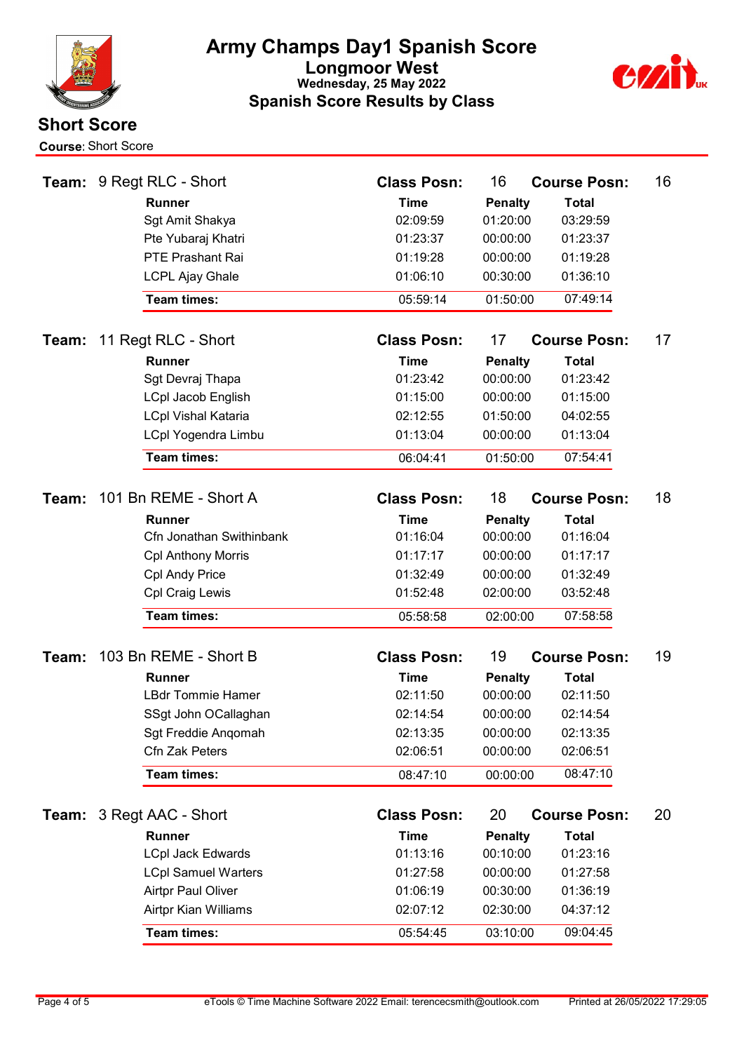# Army Champs Day1 Spanish Score

## Longmoor West

**Wednesday, 25 May 2022**

## Spanish Score Results by Class

## Short Score

**Course**: Short Score

**Team:** 9 Regt RLC - Short — **Class Posn:** 16 — **Course Posn:** 16

| Runner | Time | Penalty | Total |
|---|---|---|---|
| Sgt Amit Shakya | 02:09:59 | 01:20:00 | 03:29:59 |
| Pte Yubaraj Khatri | 01:23:37 | 00:00:00 | 01:23:37 |
| PTE Prashant Rai | 01:19:28 | 00:00:00 | 01:19:28 |
| LCPL Ajay Ghale | 01:06:10 | 00:30:00 | 01:36:10 |
| **Team times:** | 05:59:14 | 01:50:00 | 07:49:14 |

**Team:** 11 Regt RLC - Short — **Class Posn:** 17 — **Course Posn:** 17

| Runner | Time | Penalty | Total |
|---|---|---|---|
| Sgt Devraj Thapa | 01:23:42 | 00:00:00 | 01:23:42 |
| LCpl Jacob English | 01:15:00 | 00:00:00 | 01:15:00 |
| LCpl Vishal Kataria | 02:12:55 | 01:50:00 | 04:02:55 |
| LCpl Yogendra Limbu | 01:13:04 | 00:00:00 | 01:13:04 |
| **Team times:** | 06:04:41 | 01:50:00 | 07:54:41 |

**Team:** 101 Bn REME - Short A — **Class Posn:** 18 — **Course Posn:** 18

| Runner | Time | Penalty | Total |
|---|---|---|---|
| Cfn Jonathan Swithinbank | 01:16:04 | 00:00:00 | 01:16:04 |
| Cpl Anthony Morris | 01:17:17 | 00:00:00 | 01:17:17 |
| Cpl Andy Price | 01:32:49 | 00:00:00 | 01:32:49 |
| Cpl Craig Lewis | 01:52:48 | 02:00:00 | 03:52:48 |
| **Team times:** | 05:58:58 | 02:00:00 | 07:58:58 |

**Team:** 103 Bn REME - Short B — **Class Posn:** 19 — **Course Posn:** 19

| Runner | Time | Penalty | Total |
|---|---|---|---|
| LBdr Tommie Hamer | 02:11:50 | 00:00:00 | 02:11:50 |
| SSgt John OCallaghan | 02:14:54 | 00:00:00 | 02:14:54 |
| Sgt Freddie Anqomah | 02:13:35 | 00:00:00 | 02:13:35 |
| Cfn Zak Peters | 02:06:51 | 00:00:00 | 02:06:51 |
| **Team times:** | 08:47:10 | 00:00:00 | 08:47:10 |

**Team:** 3 Regt AAC - Short — **Class Posn:** 20 — **Course Posn:** 20

| Runner | Time | Penalty | Total |
|---|---|---|---|
| LCpl Jack Edwards | 01:13:16 | 00:10:00 | 01:23:16 |
| LCpl Samuel Warters | 01:27:58 | 00:00:00 | 01:27:58 |
| Airtpr Paul Oliver | 01:06:19 | 00:30:00 | 01:36:19 |
| Airtpr Kian Williams | 02:07:12 | 02:30:00 | 04:37:12 |
| **Team times:** | 05:54:45 | 03:10:00 | 09:04:45 |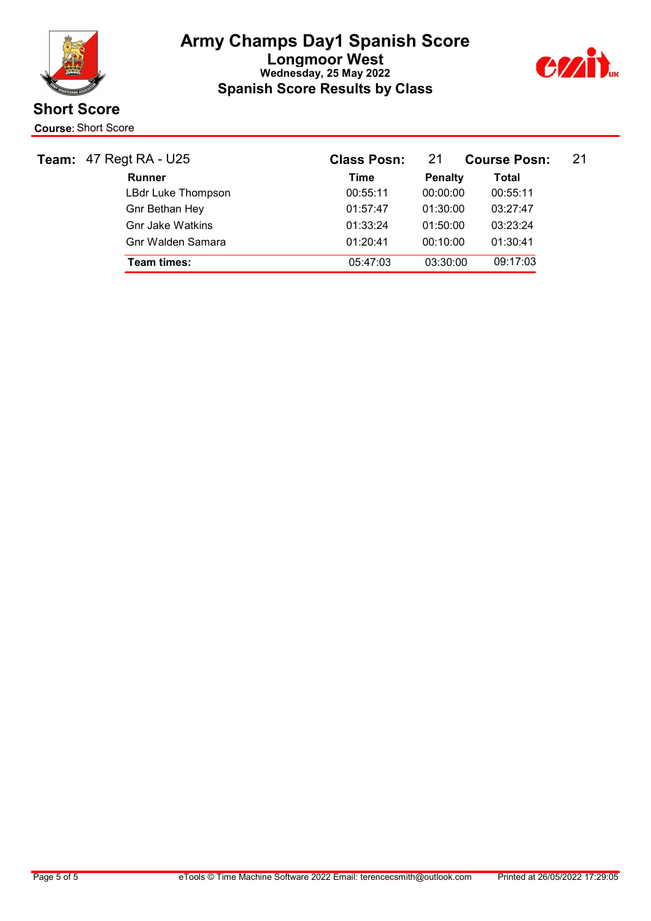# Army Champs Day1 Spanish Score

## Longmoor West

**Wednesday, 25 May 2022**

## Spanish Score Results by Class

## Short Score

**Course**: Short Score

**Team:** 47 Regt RA - U25 **Class Posn:** 21 **Course Posn:** 21

| Runner | Time | Penalty | Total |
|---|---|---|---|
| LBdr Luke Thompson | 00:55:11 | 00:00:00 | 00:55:11 |
| Gnr Bethan Hey | 01:57:47 | 01:30:00 | 03:27:47 |
| Gnr Jake Watkins | 01:33:24 | 01:50:00 | 03:23:24 |
| Gnr Walden Samara | 01:20:41 | 00:10:00 | 01:30:41 |
| **Team times:** | 05:47:03 | 03:30:00 | 09:17:03 |

eTools © Time Machine Software 2022 Email: terencecsmith@outlook.com Printed at 26/05/2022 17:29:05